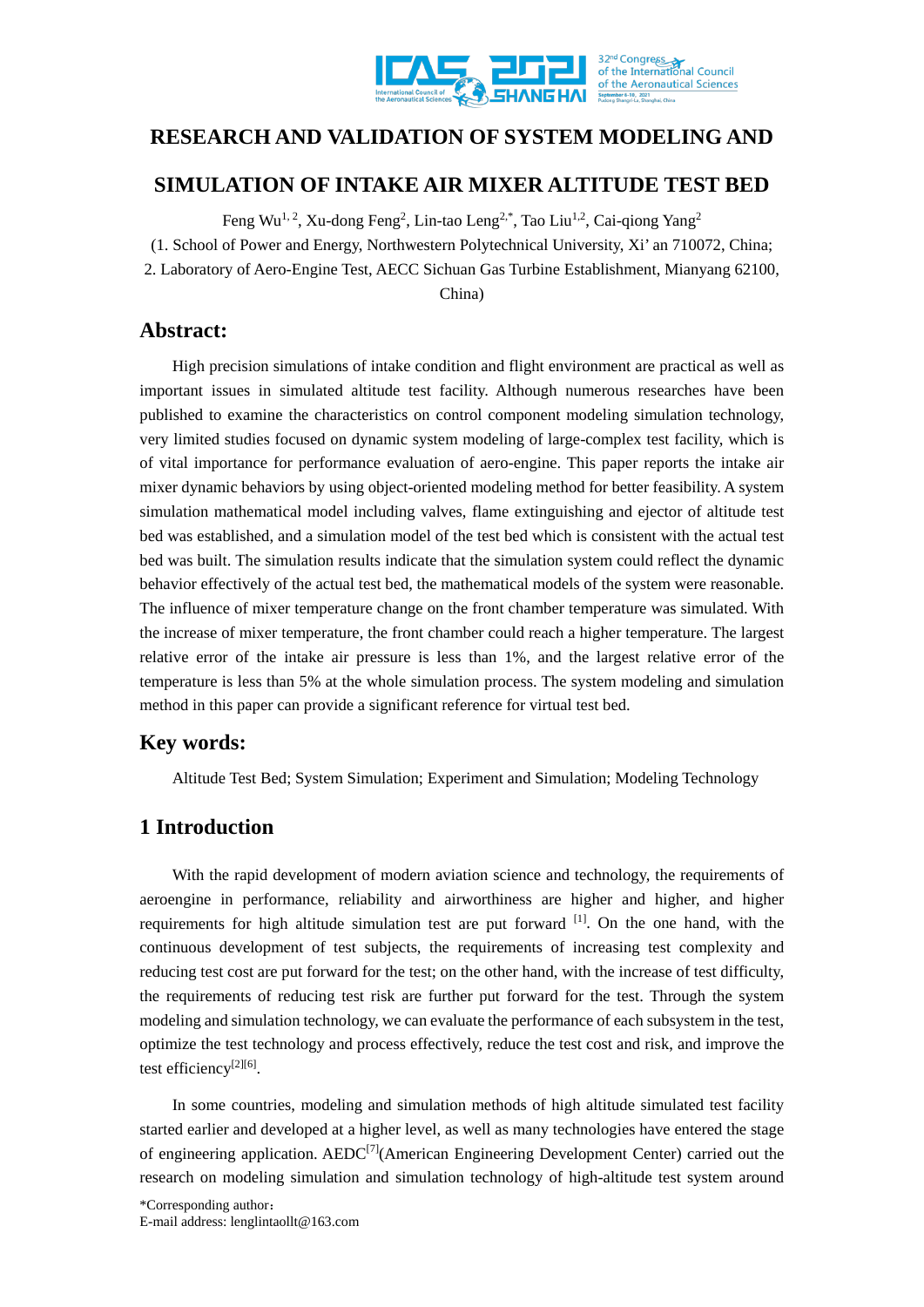# RESEARCH AND VALIDATION OF SYSTEM MODELING AND SIMULATION OF INTAKE AIR MIXER ALTITUDE TEST BED

Feng Wu[1, 2], Xu-dong Feng[2], Lin-tao Leng[2,*], Tao Liu[1,2], Cai-qiong Yang[2]

(1. School of Power and Energy, Northwestern Polytechnical University, Xi' an 710072, China;

2. Laboratory of Aero-Engine Test, AECC Sichuan Gas Turbine Establishment, Mianyang 62100, China)

## Abstract:

High precision simulations of intake condition and flight environment are practical as well as important issues in simulated altitude test facility. Although numerous researches have been published to examine the characteristics on control component modeling simulation technology, very limited studies focused on dynamic system modeling of large-complex test facility, which is of vital importance for performance evaluation of aero-engine. This paper reports the intake air mixer dynamic behaviors by using object-oriented modeling method for better feasibility. A system simulation mathematical model including valves, flame extinguishing and ejector of altitude test bed was established, and a simulation model of the test bed which is consistent with the actual test bed was built. The simulation results indicate that the simulation system could reflect the dynamic behavior effectively of the actual test bed, the mathematical models of the system were reasonable. The influence of mixer temperature change on the front chamber temperature was simulated. With the increase of mixer temperature, the front chamber could reach a higher temperature. The largest relative error of the intake air pressure is less than 1%, and the largest relative error of the temperature is less than 5% at the whole simulation process. The system modeling and simulation method in this paper can provide a significant reference for virtual test bed.

## Key words:

Altitude Test Bed; System Simulation; Experiment and Simulation; Modeling Technology

## 1 Introduction

With the rapid development of modern aviation science and technology, the requirements of aeroengine in performance, reliability and airworthiness are higher and higher, and higher requirements for high altitude simulation test are put forward [1]. On the one hand, with the continuous development of test subjects, the requirements of increasing test complexity and reducing test cost are put forward for the test; on the other hand, with the increase of test difficulty, the requirements of reducing test risk are further put forward for the test. Through the system modeling and simulation technology, we can evaluate the performance of each subsystem in the test, optimize the test technology and process effectively, reduce the test cost and risk, and improve the test efficiency[2][6].

In some countries, modeling and simulation methods of high altitude simulated test facility started earlier and developed at a higher level, as well as many technologies have entered the stage of engineering application. AEDC[7](American Engineering Development Center) carried out the research on modeling simulation and simulation technology of high-altitude test system around

*Corresponding author：
E-mail address: lenglintaollt@163.com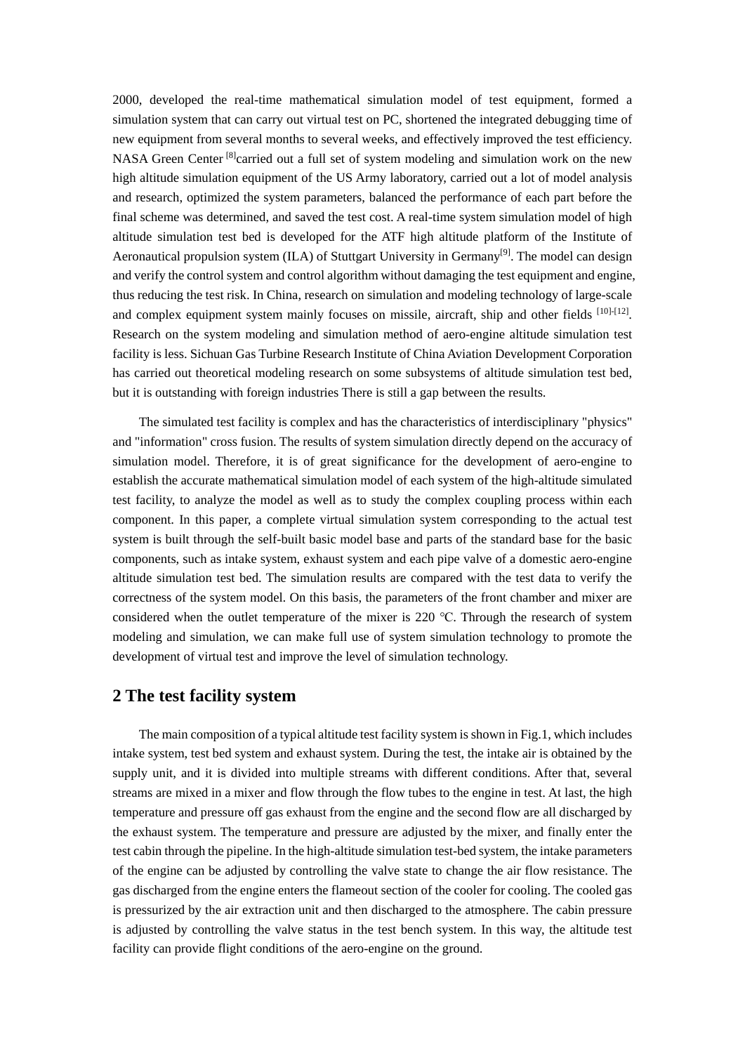2000, developed the real-time mathematical simulation model of test equipment, formed a simulation system that can carry out virtual test on PC, shortened the integrated debugging time of new equipment from several months to several weeks, and effectively improved the test efficiency. NASA Green Center [8]carried out a full set of system modeling and simulation work on the new high altitude simulation equipment of the US Army laboratory, carried out a lot of model analysis and research, optimized the system parameters, balanced the performance of each part before the final scheme was determined, and saved the test cost. A real-time system simulation model of high altitude simulation test bed is developed for the ATF high altitude platform of the Institute of Aeronautical propulsion system (ILA) of Stuttgart University in Germany[9]. The model can design and verify the control system and control algorithm without damaging the test equipment and engine, thus reducing the test risk. In China, research on simulation and modeling technology of large-scale and complex equipment system mainly focuses on missile, aircraft, ship and other fields [10]-[12]. Research on the system modeling and simulation method of aero-engine altitude simulation test facility is less. Sichuan Gas Turbine Research Institute of China Aviation Development Corporation has carried out theoretical modeling research on some subsystems of altitude simulation test bed, but it is outstanding with foreign industries There is still a gap between the results.

The simulated test facility is complex and has the characteristics of interdisciplinary "physics" and "information" cross fusion. The results of system simulation directly depend on the accuracy of simulation model. Therefore, it is of great significance for the development of aero-engine to establish the accurate mathematical simulation model of each system of the high-altitude simulated test facility, to analyze the model as well as to study the complex coupling process within each component. In this paper, a complete virtual simulation system corresponding to the actual test system is built through the self-built basic model base and parts of the standard base for the basic components, such as intake system, exhaust system and each pipe valve of a domestic aero-engine altitude simulation test bed. The simulation results are compared with the test data to verify the correctness of the system model. On this basis, the parameters of the front chamber and mixer are considered when the outlet temperature of the mixer is 220 ℃. Through the research of system modeling and simulation, we can make full use of system simulation technology to promote the development of virtual test and improve the level of simulation technology.

## 2 The test facility system

The main composition of a typical altitude test facility system is shown in Fig.1, which includes intake system, test bed system and exhaust system. During the test, the intake air is obtained by the supply unit, and it is divided into multiple streams with different conditions. After that, several streams are mixed in a mixer and flow through the flow tubes to the engine in test. At last, the high temperature and pressure off gas exhaust from the engine and the second flow are all discharged by the exhaust system. The temperature and pressure are adjusted by the mixer, and finally enter the test cabin through the pipeline. In the high-altitude simulation test-bed system, the intake parameters of the engine can be adjusted by controlling the valve state to change the air flow resistance. The gas discharged from the engine enters the flameout section of the cooler for cooling. The cooled gas is pressurized by the air extraction unit and then discharged to the atmosphere. The cabin pressure is adjusted by controlling the valve status in the test bench system. In this way, the altitude test facility can provide flight conditions of the aero-engine on the ground.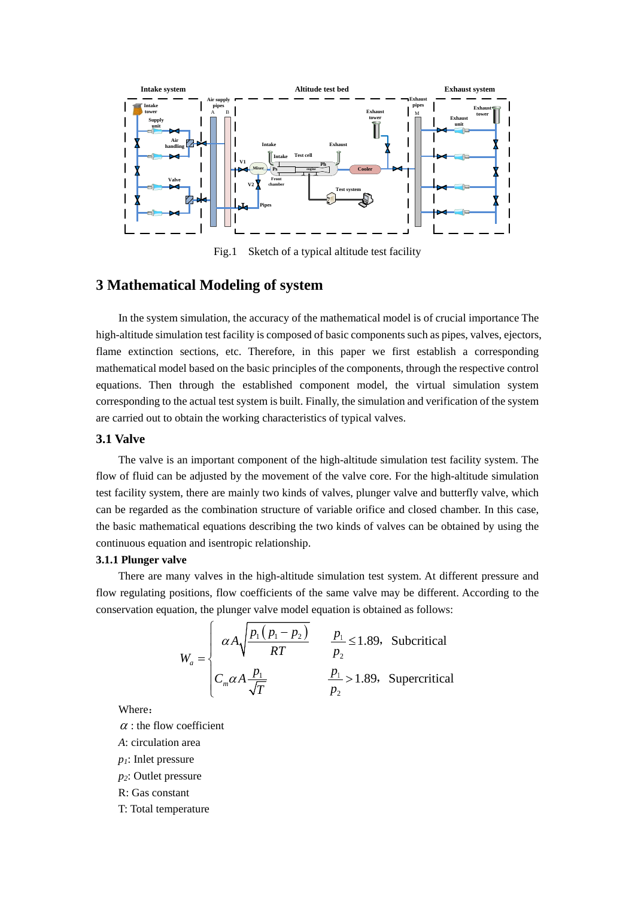Fig.1 Sketch of a typical altitude test facility

## 3 Mathematical Modeling of system

In the system simulation, the accuracy of the mathematical model is of crucial importance The high-altitude simulation test facility is composed of basic components such as pipes, valves, ejectors, flame extinction sections, etc. Therefore, in this paper we first establish a corresponding mathematical model based on the basic principles of the components, through the respective control equations. Then through the established component model, the virtual simulation system corresponding to the actual test system is built. Finally, the simulation and verification of the system are carried out to obtain the working characteristics of typical valves.

### 3.1 Valve

The valve is an important component of the high-altitude simulation test facility system. The flow of fluid can be adjusted by the movement of the valve core. For the high-altitude simulation test facility system, there are mainly two kinds of valves, plunger valve and butterfly valve, which can be regarded as the combination structure of variable orifice and closed chamber. In this case, the basic mathematical equations describing the two kinds of valves can be obtained by using the continuous equation and isentropic relationship.

#### 3.1.1 Plunger valve

There are many valves in the high-altitude simulation test system. At different pressure and flow regulating positions, flow coefficients of the same valve may be different. According to the conservation equation, the plunger valve model equation is obtained as follows:

$$W_a = \begin{cases} \alpha A\sqrt{\dfrac{p_1\left(p_1 - p_2\right)}{RT}} & \dfrac{p_1}{p_2} \leq 1.89,\ \text{Subcritical} \\ C_m \alpha A \dfrac{p_1}{\sqrt{T}} & \dfrac{p_1}{p_2} > 1.89,\ \text{Supercritical} \end{cases}$$

Where：

$\alpha$ : the flow coefficient

$A$: circulation area

$p_1$: Inlet pressure

$p_2$: Outlet pressure

R: Gas constant

T: Total temperature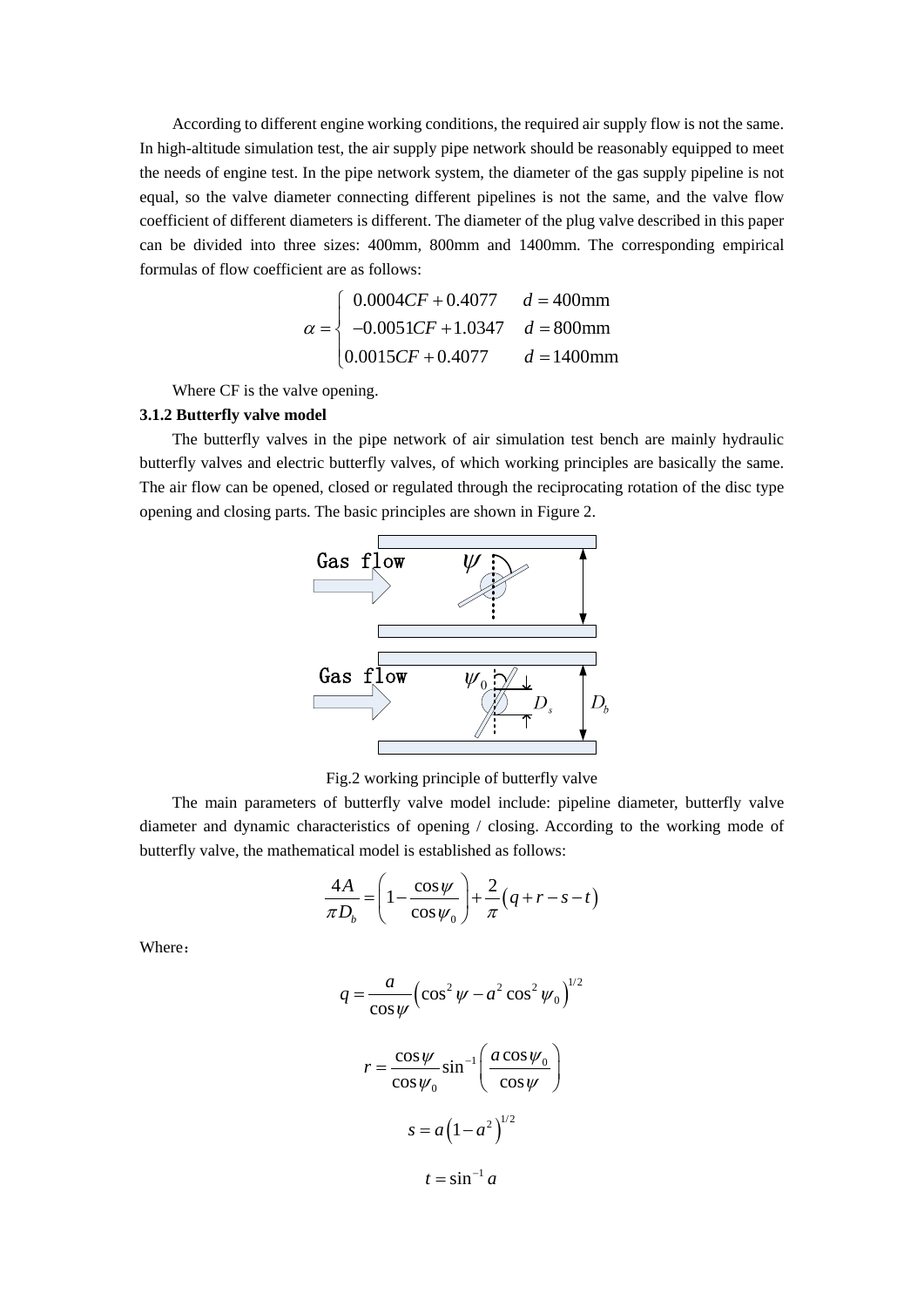According to different engine working conditions, the required air supply flow is not the same. In high-altitude simulation test, the air supply pipe network should be reasonably equipped to meet the needs of engine test. In the pipe network system, the diameter of the gas supply pipeline is not equal, so the valve diameter connecting different pipelines is not the same, and the valve flow coefficient of different diameters is different. The diameter of the plug valve described in this paper can be divided into three sizes: 400mm, 800mm and 1400mm. The corresponding empirical formulas of flow coefficient are as follows:

$$
\alpha = \begin{cases} 0.0004CF + 0.4077 & d = 400\text{mm} \\ -0.0051CF + 1.0347 & d = 800\text{mm} \\ 0.0015CF + 0.4077 & d = 1400\text{mm} \end{cases}
$$

Where CF is the valve opening.

**3.1.2 Butterfly valve model**

The butterfly valves in the pipe network of air simulation test bench are mainly hydraulic butterfly valves and electric butterfly valves, of which working principles are basically the same. The air flow can be opened, closed or regulated through the reciprocating rotation of the disc type opening and closing parts. The basic principles are shown in Figure 2.

Fig.2 working principle of butterfly valve

The main parameters of butterfly valve model include: pipeline diameter, butterfly valve diameter and dynamic characteristics of opening / closing. According to the working mode of butterfly valve, the mathematical model is established as follows:

$$
\frac{4A}{\pi D_b} = \left(1 - \frac{\cos\psi}{\cos\psi_0}\right) + \frac{2}{\pi}\left(q + r - s - t\right)
$$

Where：

$$
q = \frac{a}{\cos\psi}\left(\cos^2\psi - a^2\cos^2\psi_0\right)^{1/2}
$$

$$
r = \frac{\cos\psi}{\cos\psi_0}\sin^{-1}\left(\frac{a\cos\psi_0}{\cos\psi}\right)
$$

$$
s = a\left(1 - a^2\right)^{1/2}
$$

$$
t = \sin^{-1} a
$$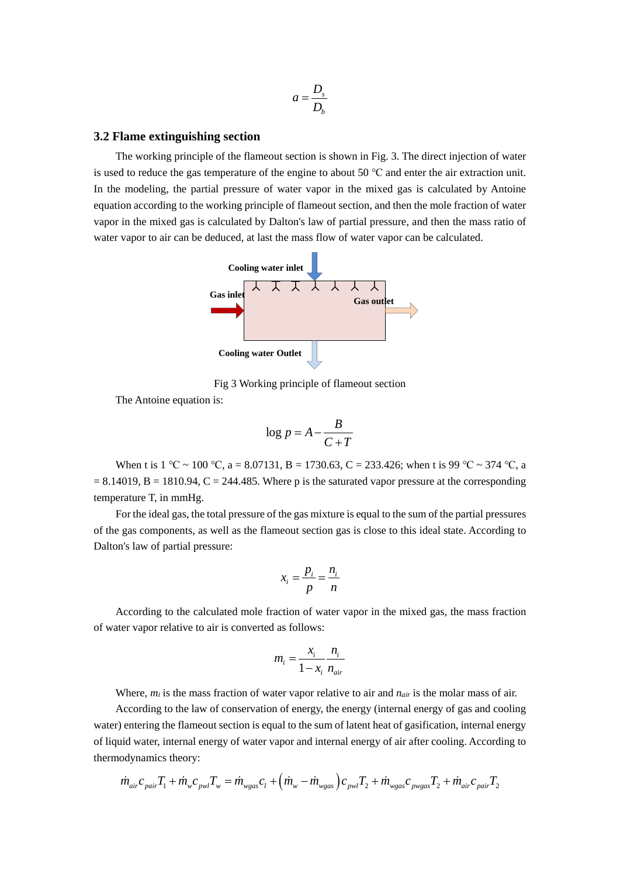$$a = \frac{D_s}{D_b}$$

### 3.2 Flame extinguishing section

The working principle of the flameout section is shown in Fig. 3. The direct injection of water is used to reduce the gas temperature of the engine to about 50 ℃ and enter the air extraction unit. In the modeling, the partial pressure of water vapor in the mixed gas is calculated by Antoine equation according to the working principle of flameout section, and then the mole fraction of water vapor in the mixed gas is calculated by Dalton's law of partial pressure, and then the mass ratio of water vapor to air can be deduced, at last the mass flow of water vapor can be calculated.

Cooling water inlet

Gas inlet

Gas outlet

Cooling water Outlet

Fig 3 Working principle of flameout section

The Antoine equation is:

$$\log p = A - \frac{B}{C+T}$$

When t is 1 ℃ ~ 100 ℃, a = 8.07131, B = 1730.63, C = 233.426; when t is 99 ℃ ~ 374 ℃, a = 8.14019, B = 1810.94, C = 244.485. Where p is the saturated vapor pressure at the corresponding temperature T, in mmHg.

For the ideal gas, the total pressure of the gas mixture is equal to the sum of the partial pressures of the gas components, as well as the flameout section gas is close to this ideal state. According to Dalton's law of partial pressure:

$$x_i = \frac{p_i}{p} = \frac{n_i}{n}$$

According to the calculated mole fraction of water vapor in the mixed gas, the mass fraction of water vapor relative to air is converted as follows:

$$m_i = \frac{x_i}{1-x_i}\frac{n_i}{n_{air}}$$

Where, $m_i$ is the mass fraction of water vapor relative to air and $n_{air}$ is the molar mass of air.

According to the law of conservation of energy, the energy (internal energy of gas and cooling water) entering the flameout section is equal to the sum of latent heat of gasification, internal energy of liquid water, internal energy of water vapor and internal energy of air after cooling. According to thermodynamics theory:

$$\dot{m}_{air} c_{pair} T_1 + \dot{m}_w c_{pwl} T_w = \dot{m}_{wgas} c_l + \left(\dot{m}_w - \dot{m}_{wgas}\right) c_{pwl} T_2 + \dot{m}_{wgas} c_{pwgas} T_2 + \dot{m}_{air} c_{pair} T_2$$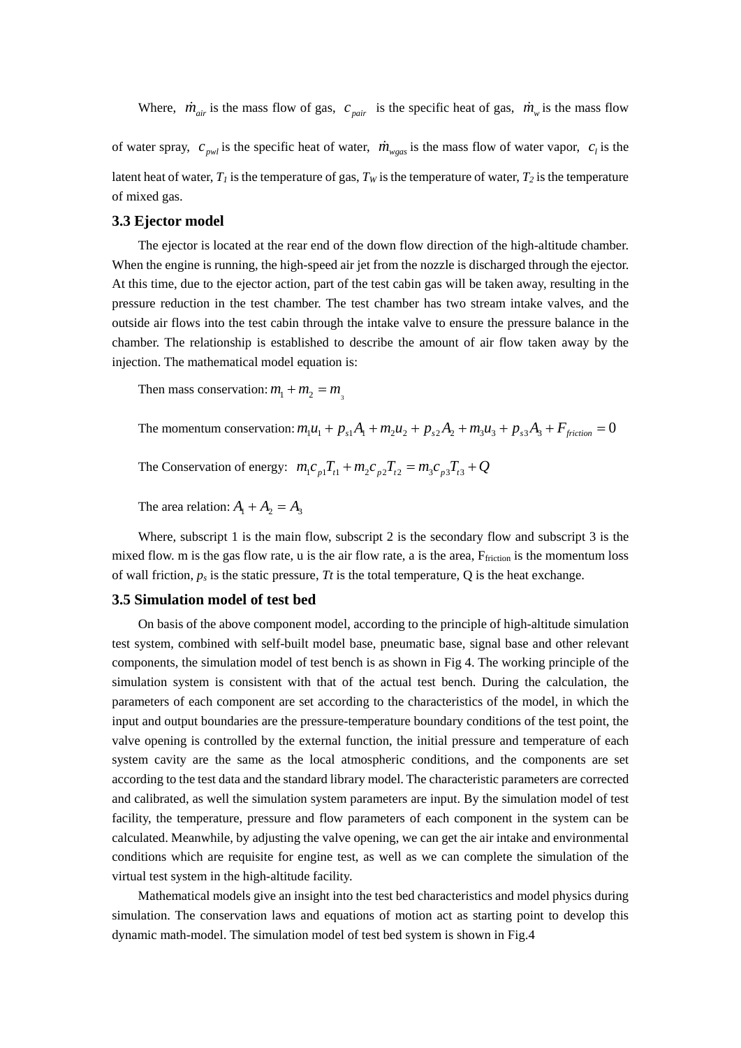Where, $\dot{m}_{air}$ is the mass flow of gas, $c_{pair}$ is the specific heat of gas, $\dot{m}_{w}$ is the mass flow of water spray, $c_{pwl}$ is the specific heat of water, $\dot{m}_{wgas}$ is the mass flow of water vapor, $c_l$ is the latent heat of water, $T_1$ is the temperature of gas, $T_W$ is the temperature of water, $T_2$ is the temperature of mixed gas.

### 3.3 Ejector model

The ejector is located at the rear end of the down flow direction of the high-altitude chamber. When the engine is running, the high-speed air jet from the nozzle is discharged through the ejector. At this time, due to the ejector action, part of the test cabin gas will be taken away, resulting in the pressure reduction in the test chamber. The test chamber has two stream intake valves, and the outside air flows into the test cabin through the intake valve to ensure the pressure balance in the chamber. The relationship is established to describe the amount of air flow taken away by the injection. The mathematical model equation is:

Then mass conservation: $m_1 + m_2 = m_3$

The momentum conservation: $m_1 u_1 + p_{s1} A_1 + m_2 u_2 + p_{s2} A_2 + m_3 u_3 + p_{s3} A_3 + F_{friction} = 0$

The Conservation of energy: $m_1 c_{p1} T_{t1} + m_2 c_{p2} T_{t2} = m_3 c_{p3} T_{t3} + Q$

The area relation: $A_1 + A_2 = A_3$

Where, subscript 1 is the main flow, subscript 2 is the secondary flow and subscript 3 is the mixed flow. m is the gas flow rate, u is the air flow rate, a is the area, $F_{friction}$ is the momentum loss of wall friction, $p_s$ is the static pressure, $Tt$ is the total temperature, Q is the heat exchange.

### 3.5 Simulation model of test bed

On basis of the above component model, according to the principle of high-altitude simulation test system, combined with self-built model base, pneumatic base, signal base and other relevant components, the simulation model of test bench is as shown in Fig 4. The working principle of the simulation system is consistent with that of the actual test bench. During the calculation, the parameters of each component are set according to the characteristics of the model, in which the input and output boundaries are the pressure-temperature boundary conditions of the test point, the valve opening is controlled by the external function, the initial pressure and temperature of each system cavity are the same as the local atmospheric conditions, and the components are set according to the test data and the standard library model. The characteristic parameters are corrected and calibrated, as well the simulation system parameters are input. By the simulation model of test facility, the temperature, pressure and flow parameters of each component in the system can be calculated. Meanwhile, by adjusting the valve opening, we can get the air intake and environmental conditions which are requisite for engine test, as well as we can complete the simulation of the virtual test system in the high-altitude facility.

Mathematical models give an insight into the test bed characteristics and model physics during simulation. The conservation laws and equations of motion act as starting point to develop this dynamic math-model. The simulation model of test bed system is shown in Fig.4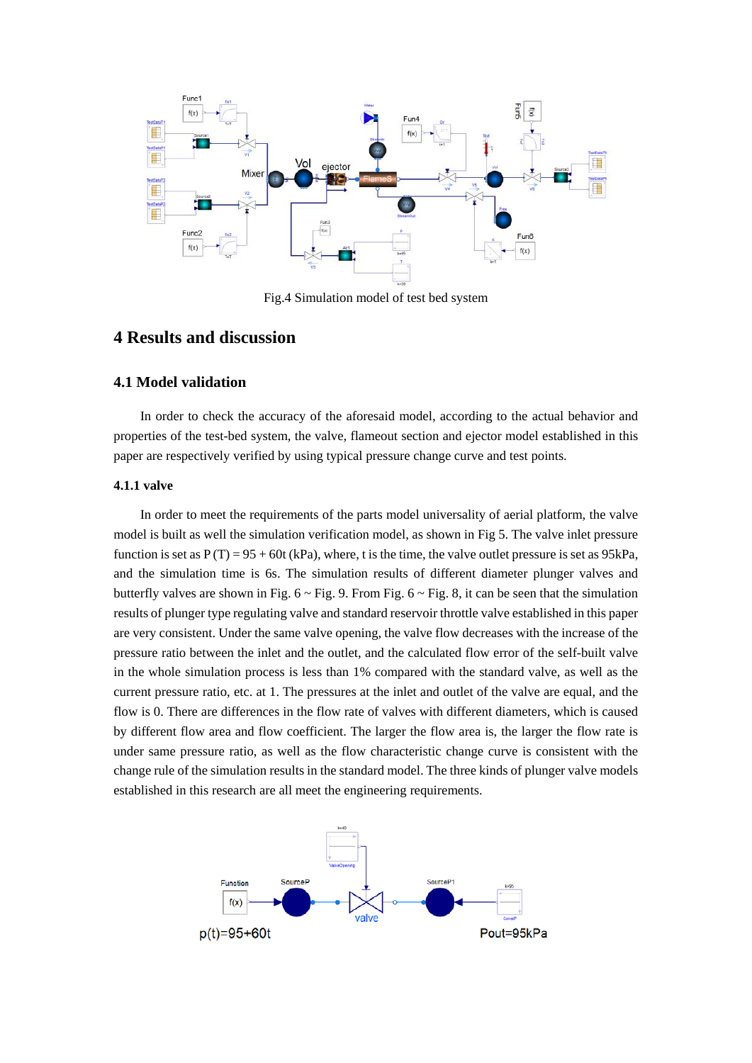Fig.4 Simulation model of test bed system

## 4 Results and discussion

### 4.1 Model validation

In order to check the accuracy of the aforesaid model, according to the actual behavior and properties of the test-bed system, the valve, flameout section and ejector model established in this paper are respectively verified by using typical pressure change curve and test points.

#### 4.1.1 valve

In order to meet the requirements of the parts model universality of aerial platform, the valve model is built as well the simulation verification model, as shown in Fig 5. The valve inlet pressure function is set as P (T) = 95 + 60t (kPa), where, t is the time, the valve outlet pressure is set as 95kPa, and the simulation time is 6s. The simulation results of different diameter plunger valves and butterfly valves are shown in Fig. 6 ~ Fig. 9. From Fig. 6 ~ Fig. 8, it can be seen that the simulation results of plunger type regulating valve and standard reservoir throttle valve established in this paper are very consistent. Under the same valve opening, the valve flow decreases with the increase of the pressure ratio between the inlet and the outlet, and the calculated flow error of the self-built valve in the whole simulation process is less than 1% compared with the standard valve, as well as the current pressure ratio, etc. at 1. The pressures at the inlet and outlet of the valve are equal, and the flow is 0. There are differences in the flow rate of valves with different diameters, which is caused by different flow area and flow coefficient. The larger the flow area is, the larger the flow rate is under same pressure ratio, as well as the flow characteristic change curve is consistent with the change rule of the simulation results in the standard model. The three kinds of plunger valve models established in this research are all meet the engineering requirements.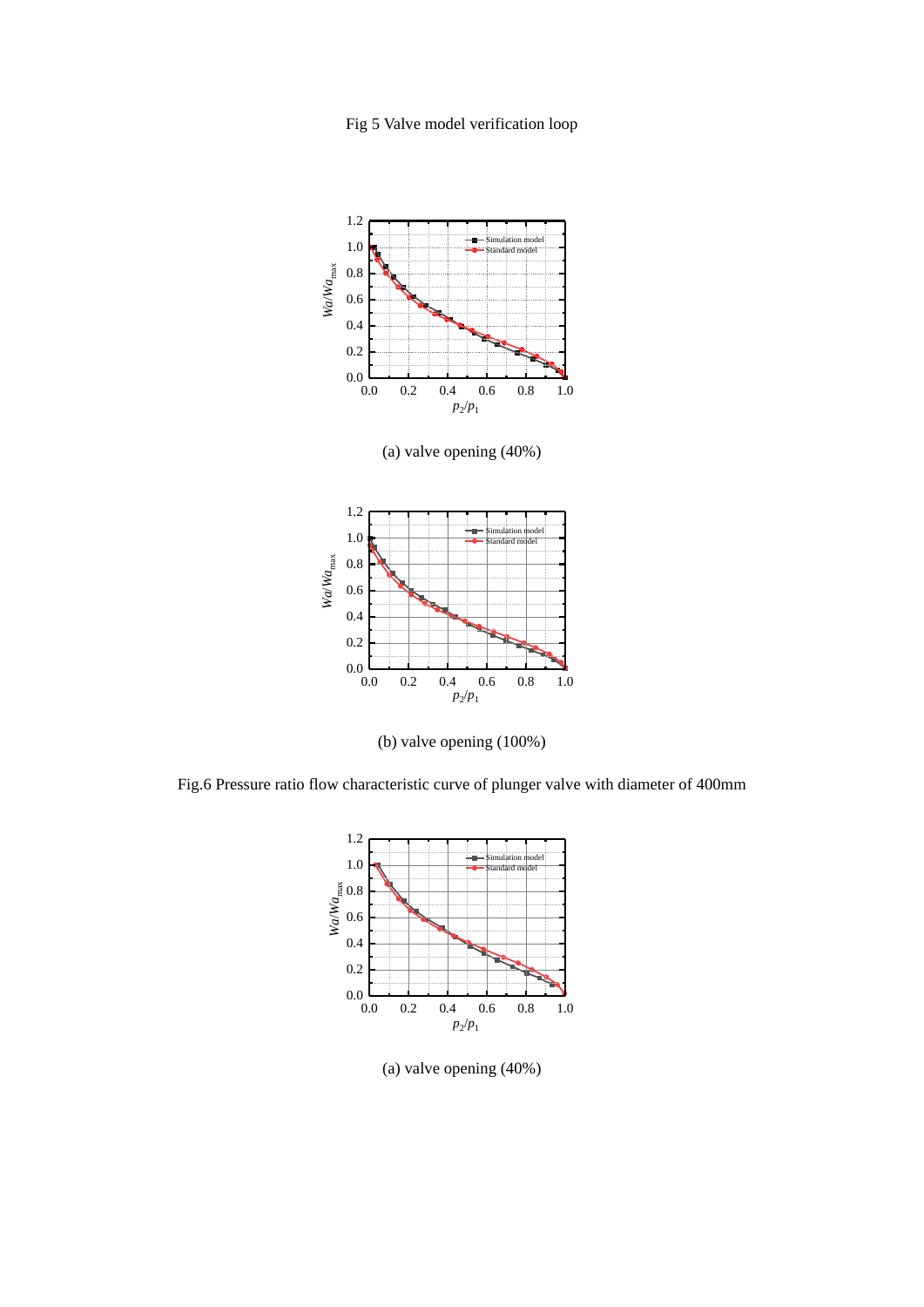Fig 5 Valve model verification loop

(a) valve opening (40%)

(b) valve opening (100%)

Fig.6 Pressure ratio flow characteristic curve of plunger valve with diameter of 400mm

(a) valve opening (40%)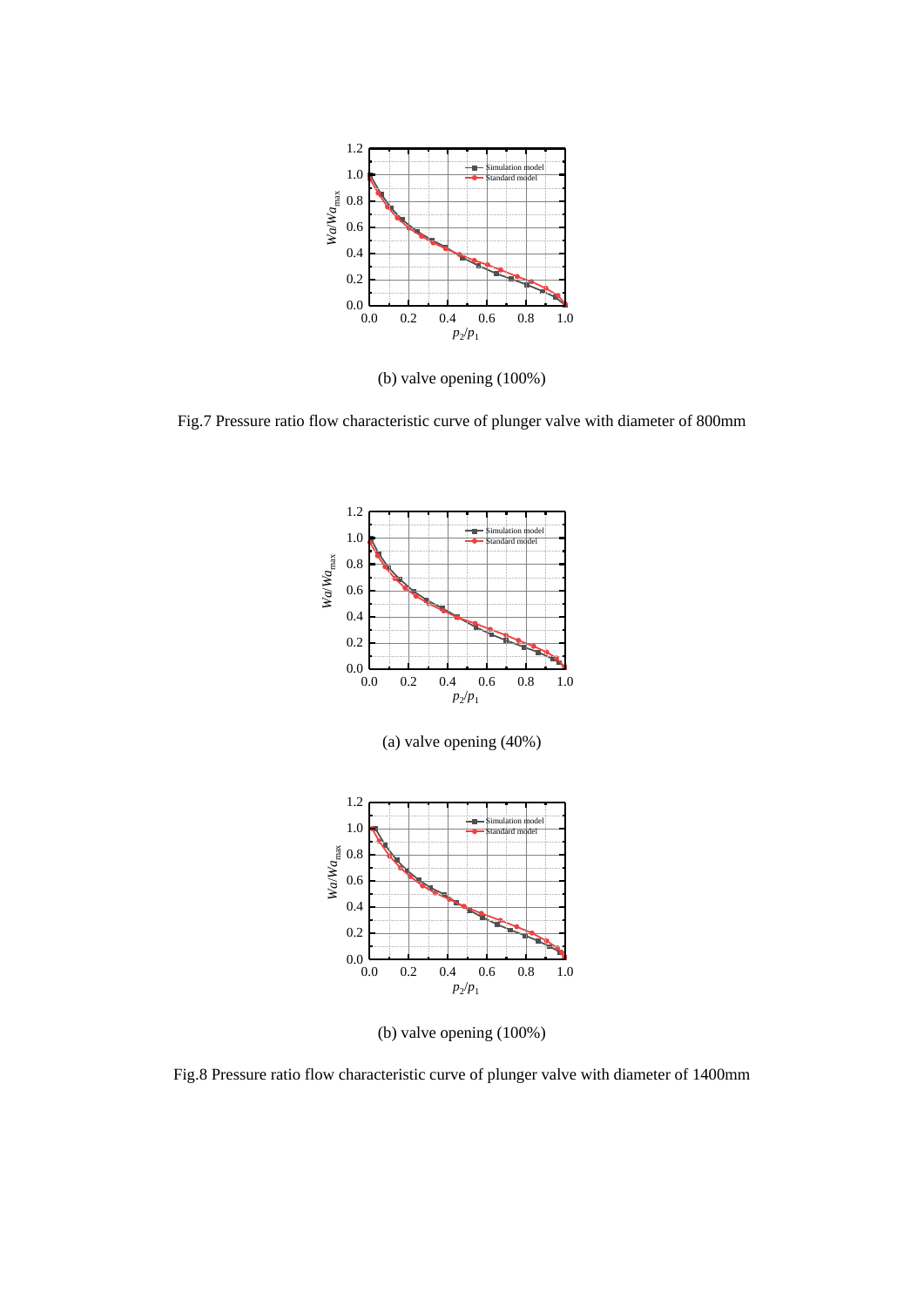(b) valve opening (100%)

Fig.7 Pressure ratio flow characteristic curve of plunger valve with diameter of 800mm

(a) valve opening (40%)

(b) valve opening (100%)

Fig.8 Pressure ratio flow characteristic curve of plunger valve with diameter of 1400mm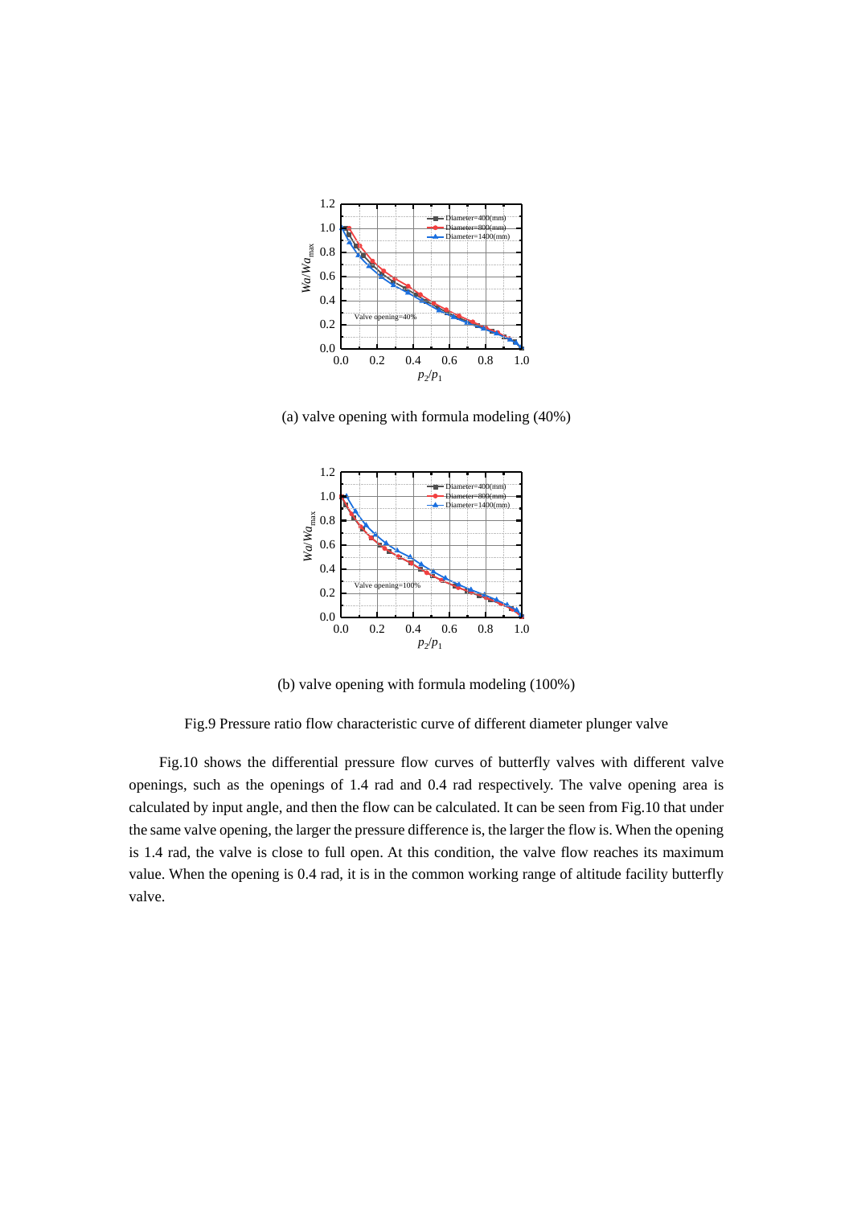(a) valve opening with formula modeling (40%)

(b) valve opening with formula modeling (100%)

Fig.9 Pressure ratio flow characteristic curve of different diameter plunger valve

Fig.10 shows the differential pressure flow curves of butterfly valves with different valve openings, such as the openings of 1.4 rad and 0.4 rad respectively. The valve opening area is calculated by input angle, and then the flow can be calculated. It can be seen from Fig.10 that under the same valve opening, the larger the pressure difference is, the larger the flow is. When the opening is 1.4 rad, the valve is close to full open. At this condition, the valve flow reaches its maximum value. When the opening is 0.4 rad, it is in the common working range of altitude facility butterfly valve.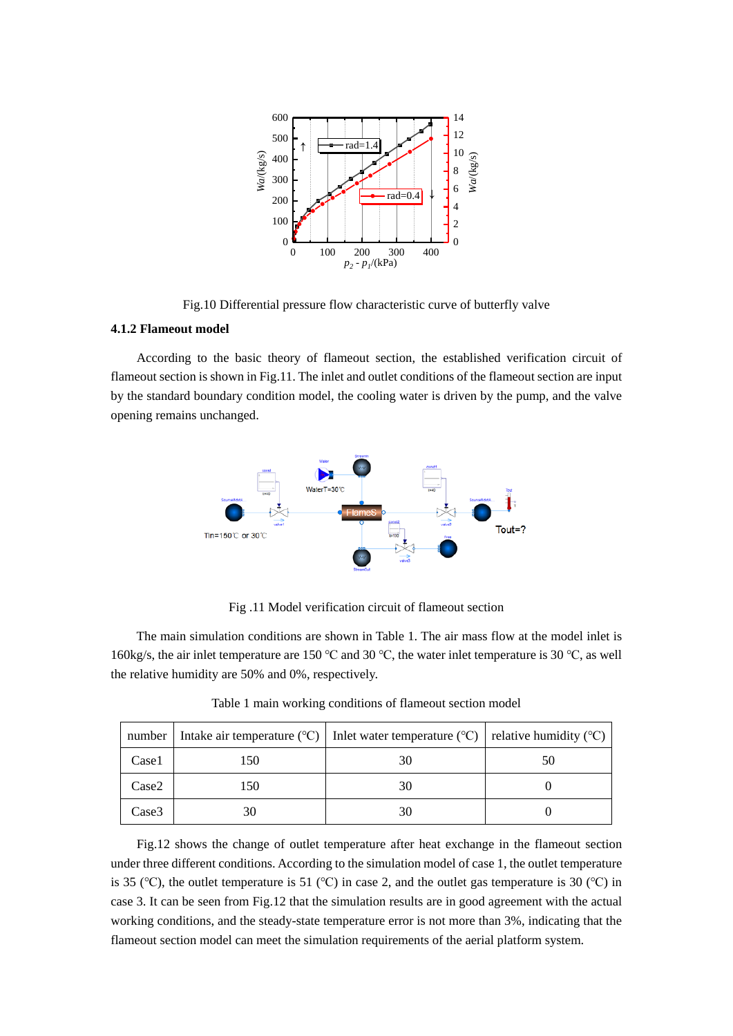Fig.10 Differential pressure flow characteristic curve of butterfly valve

### 4.1.2 Flameout model

According to the basic theory of flameout section, the established verification circuit of flameout section is shown in Fig.11. The inlet and outlet conditions of the flameout section are input by the standard boundary condition model, the cooling water is driven by the pump, and the valve opening remains unchanged.

Fig .11 Model verification circuit of flameout section

The main simulation conditions are shown in Table 1. The air mass flow at the model inlet is 160kg/s, the air inlet temperature are 150 ℃ and 30 ℃, the water inlet temperature is 30 ℃, as well the relative humidity are 50% and 0%, respectively.

Table 1 main working conditions of flameout section model

| number | Intake air temperature (℃) | Inlet water temperature (℃) | relative humidity (℃) |
|---|---|---|---|
| Case1 | 150 | 30 | 50 |
| Case2 | 150 | 30 | 0 |
| Case3 | 30 | 30 | 0 |

Fig.12 shows the change of outlet temperature after heat exchange in the flameout section under three different conditions. According to the simulation model of case 1, the outlet temperature is 35 (℃), the outlet temperature is 51 (℃) in case 2, and the outlet gas temperature is 30 (℃) in case 3. It can be seen from Fig.12 that the simulation results are in good agreement with the actual working conditions, and the steady-state temperature error is not more than 3%, indicating that the flameout section model can meet the simulation requirements of the aerial platform system.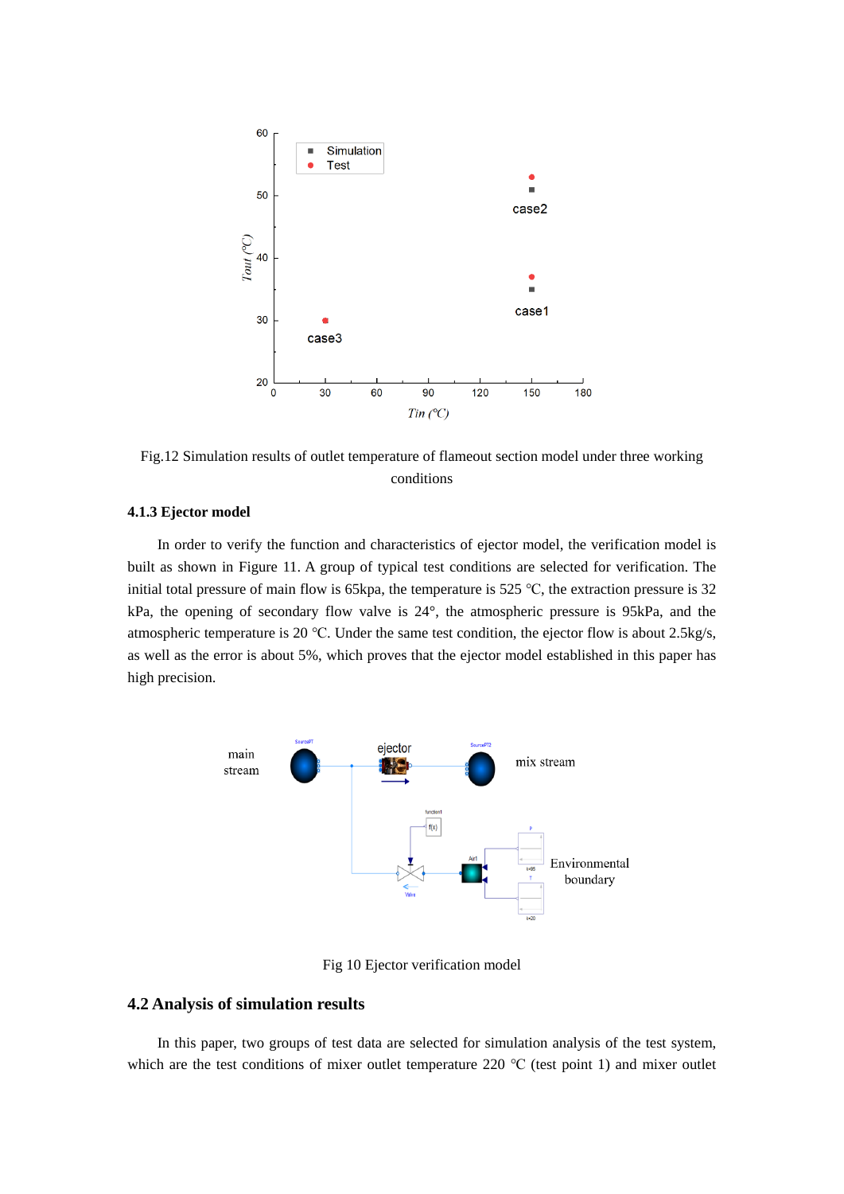Fig.12 Simulation results of outlet temperature of flameout section model under three working conditions

### 4.1.3 Ejector model

In order to verify the function and characteristics of ejector model, the verification model is built as shown in Figure 11. A group of typical test conditions are selected for verification. The initial total pressure of main flow is 65kpa, the temperature is 525 ℃, the extraction pressure is 32 kPa, the opening of secondary flow valve is 24°, the atmospheric pressure is 95kPa, and the atmospheric temperature is 20 ℃. Under the same test condition, the ejector flow is about 2.5kg/s, as well as the error is about 5%, which proves that the ejector model established in this paper has high precision.

Fig 10 Ejector verification model

## 4.2 Analysis of simulation results

In this paper, two groups of test data are selected for simulation analysis of the test system, which are the test conditions of mixer outlet temperature 220 ℃ (test point 1) and mixer outlet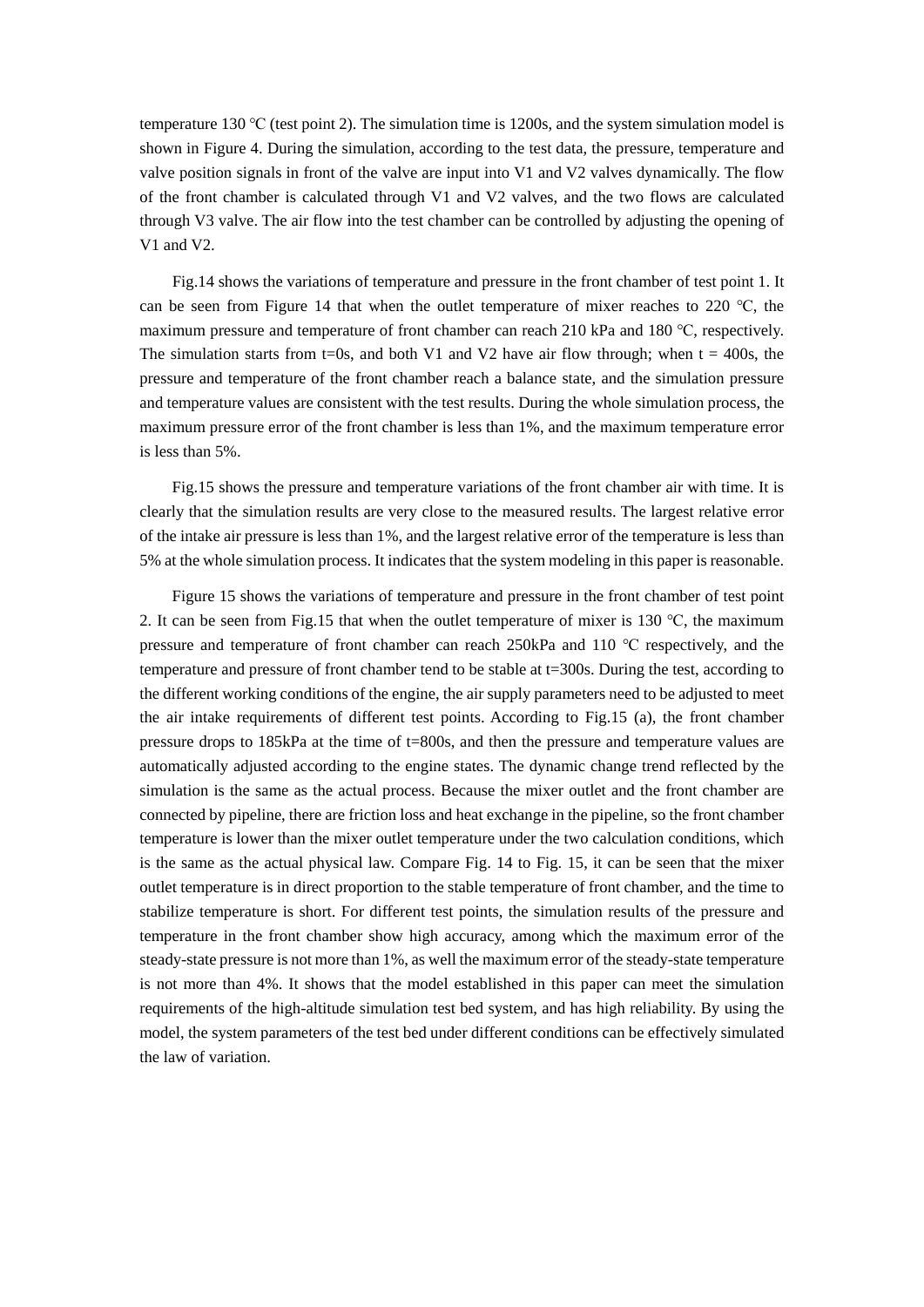temperature 130 ℃ (test point 2). The simulation time is 1200s, and the system simulation model is shown in Figure 4. During the simulation, according to the test data, the pressure, temperature and valve position signals in front of the valve are input into V1 and V2 valves dynamically. The flow of the front chamber is calculated through V1 and V2 valves, and the two flows are calculated through V3 valve. The air flow into the test chamber can be controlled by adjusting the opening of V1 and V2.

Fig.14 shows the variations of temperature and pressure in the front chamber of test point 1. It can be seen from Figure 14 that when the outlet temperature of mixer reaches to 220 ℃, the maximum pressure and temperature of front chamber can reach 210 kPa and 180 ℃, respectively. The simulation starts from t=0s, and both V1 and V2 have air flow through; when t = 400s, the pressure and temperature of the front chamber reach a balance state, and the simulation pressure and temperature values are consistent with the test results. During the whole simulation process, the maximum pressure error of the front chamber is less than 1%, and the maximum temperature error is less than 5%.

Fig.15 shows the pressure and temperature variations of the front chamber air with time. It is clearly that the simulation results are very close to the measured results. The largest relative error of the intake air pressure is less than 1%, and the largest relative error of the temperature is less than 5% at the whole simulation process. It indicates that the system modeling in this paper is reasonable.

Figure 15 shows the variations of temperature and pressure in the front chamber of test point 2. It can be seen from Fig.15 that when the outlet temperature of mixer is 130 ℃, the maximum pressure and temperature of front chamber can reach 250kPa and 110 ℃ respectively, and the temperature and pressure of front chamber tend to be stable at t=300s. During the test, according to the different working conditions of the engine, the air supply parameters need to be adjusted to meet the air intake requirements of different test points. According to Fig.15 (a), the front chamber pressure drops to 185kPa at the time of t=800s, and then the pressure and temperature values are automatically adjusted according to the engine states. The dynamic change trend reflected by the simulation is the same as the actual process. Because the mixer outlet and the front chamber are connected by pipeline, there are friction loss and heat exchange in the pipeline, so the front chamber temperature is lower than the mixer outlet temperature under the two calculation conditions, which is the same as the actual physical law. Compare Fig. 14 to Fig. 15, it can be seen that the mixer outlet temperature is in direct proportion to the stable temperature of front chamber, and the time to stabilize temperature is short. For different test points, the simulation results of the pressure and temperature in the front chamber show high accuracy, among which the maximum error of the steady-state pressure is not more than 1%, as well the maximum error of the steady-state temperature is not more than 4%. It shows that the model established in this paper can meet the simulation requirements of the high-altitude simulation test bed system, and has high reliability. By using the model, the system parameters of the test bed under different conditions can be effectively simulated the law of variation.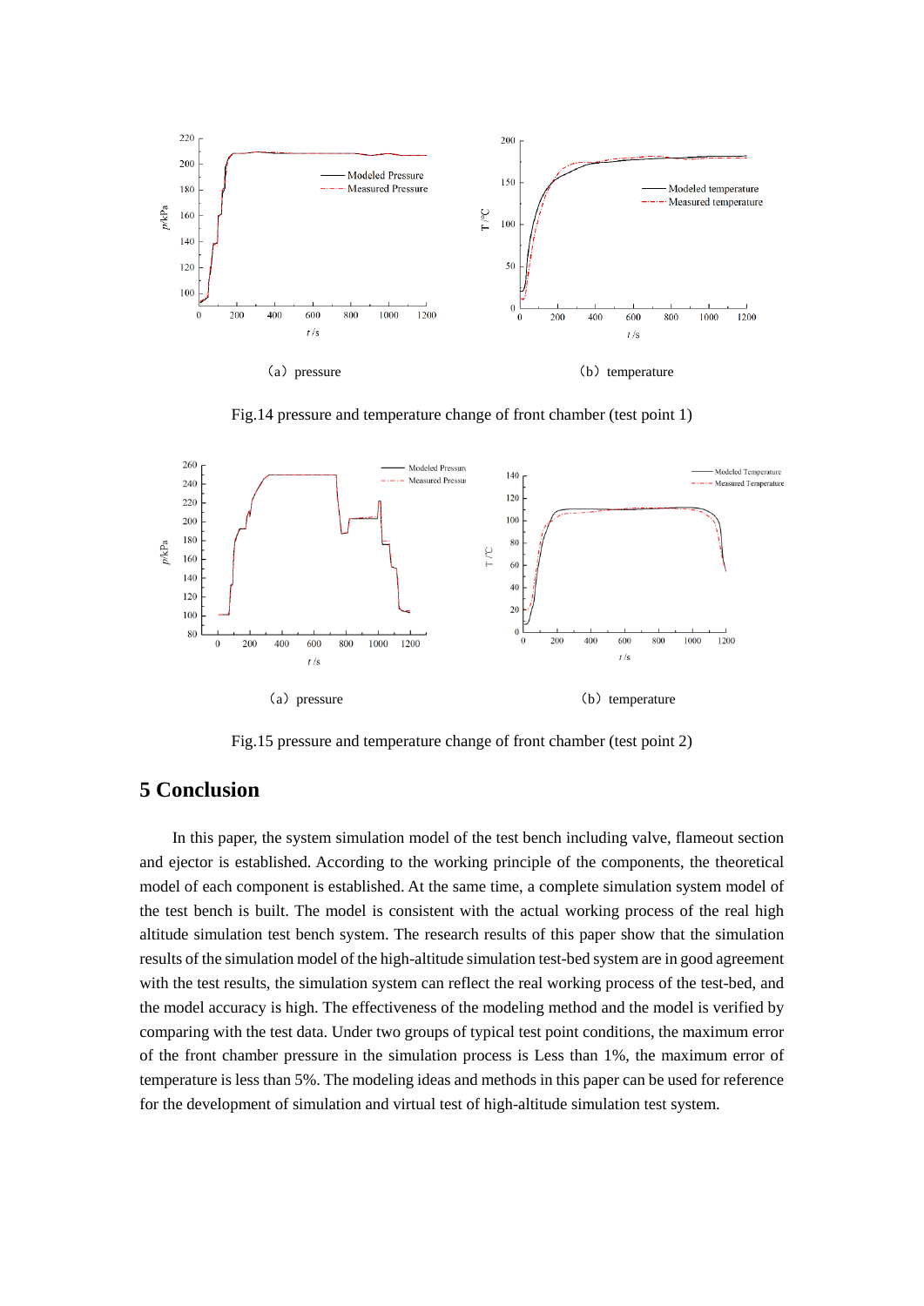(a) pressure

(b) temperature

Fig.14 pressure and temperature change of front chamber (test point 1)

(a) pressure

(b) temperature

Fig.15 pressure and temperature change of front chamber (test point 2)

## 5 Conclusion

In this paper, the system simulation model of the test bench including valve, flameout section and ejector is established. According to the working principle of the components, the theoretical model of each component is established. At the same time, a complete simulation system model of the test bench is built. The model is consistent with the actual working process of the real high altitude simulation test bench system. The research results of this paper show that the simulation results of the simulation model of the high-altitude simulation test-bed system are in good agreement with the test results, the simulation system can reflect the real working process of the test-bed, and the model accuracy is high. The effectiveness of the modeling method and the model is verified by comparing with the test data. Under two groups of typical test point conditions, the maximum error of the front chamber pressure in the simulation process is Less than 1%, the maximum error of temperature is less than 5%. The modeling ideas and methods in this paper can be used for reference for the development of simulation and virtual test of high-altitude simulation test system.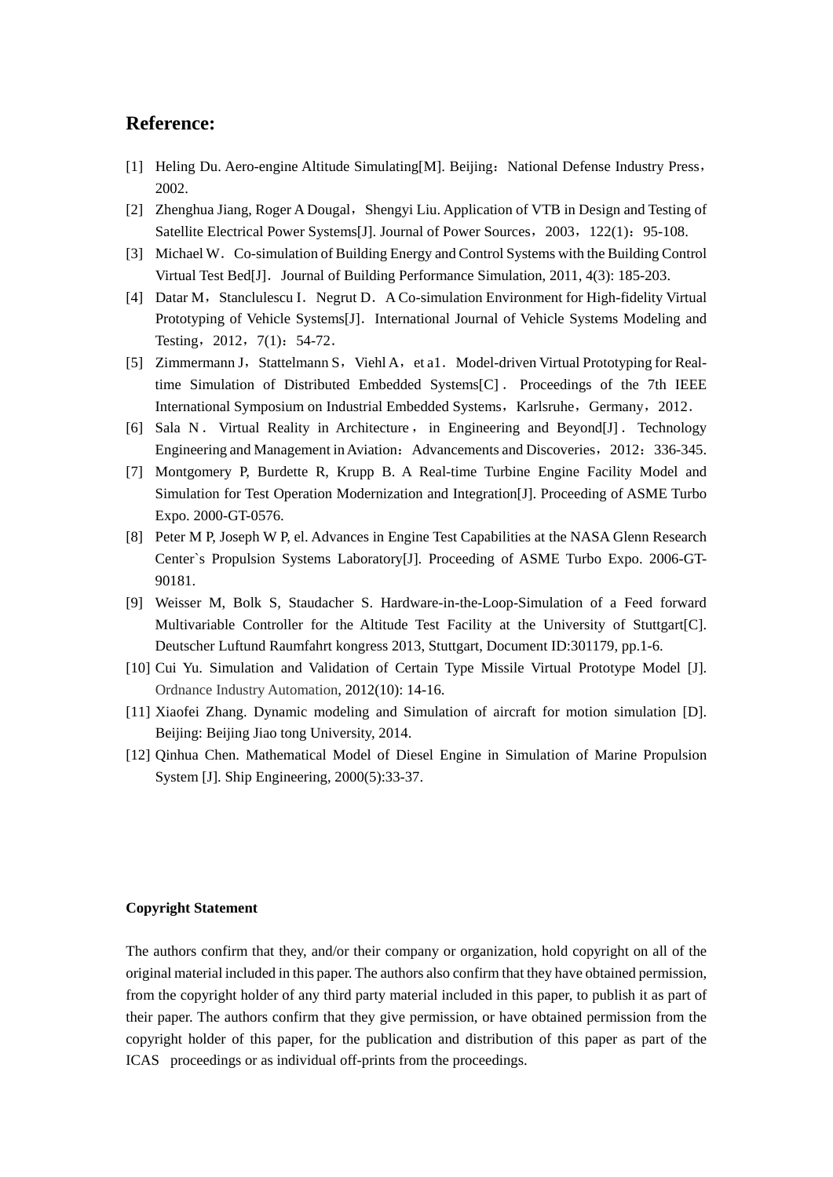## Reference:

[1] Heling Du. Aero-engine Altitude Simulating[M]. Beijing：National Defense Industry Press，2002.

[2] Zhenghua Jiang, Roger A Dougal，Shengyi Liu. Application of VTB in Design and Testing of Satellite Electrical Power Systems[J]. Journal of Power Sources，2003，122(1)：95-108.

[3] Michael W．Co-simulation of Building Energy and Control Systems with the Building Control Virtual Test Bed[J]．Journal of Building Performance Simulation, 2011, 4(3): 185-203.

[4] Datar M，Stanclulescu I．Negrut D．A Co-simulation Environment for High-fidelity Virtual Prototyping of Vehicle Systems[J]．International Journal of Vehicle Systems Modeling and Testing，2012，7(1)：54-72．

[5] Zimmermann J，Stattelmann S，Viehl A，et a1．Model-driven Virtual Prototyping for Real-time Simulation of Distributed Embedded Systems[C]．Proceedings of the 7th IEEE International Symposium on Industrial Embedded Systems，Karlsruhe，Germany，2012．

[6] Sala N．Virtual Reality in Architecture，in Engineering and Beyond[J]．Technology Engineering and Management in Aviation：Advancements and Discoveries，2012：336-345.

[7] Montgomery P, Burdette R, Krupp B. A Real-time Turbine Engine Facility Model and Simulation for Test Operation Modernization and Integration[J]. Proceeding of ASME Turbo Expo. 2000-GT-0576.

[8] Peter M P, Joseph W P, el. Advances in Engine Test Capabilities at the NASA Glenn Research Center`s Propulsion Systems Laboratory[J]. Proceeding of ASME Turbo Expo. 2006-GT-90181.

[9] Weisser M, Bolk S, Staudacher S. Hardware-in-the-Loop-Simulation of a Feed forward Multivariable Controller for the Altitude Test Facility at the University of Stuttgart[C]. Deutscher Luftund Raumfahrt kongress 2013, Stuttgart, Document ID:301179, pp.1-6.

[10] Cui Yu. Simulation and Validation of Certain Type Missile Virtual Prototype Model [J]. Ordnance Industry Automation, 2012(10): 14-16.

[11] Xiaofei Zhang. Dynamic modeling and Simulation of aircraft for motion simulation [D]. Beijing: Beijing Jiao tong University, 2014.

[12] Qinhua Chen. Mathematical Model of Diesel Engine in Simulation of Marine Propulsion System [J]. Ship Engineering, 2000(5):33-37.

**Copyright Statement**

The authors confirm that they, and/or their company or organization, hold copyright on all of the original material included in this paper. The authors also confirm that they have obtained permission, from the copyright holder of any third party material included in this paper, to publish it as part of their paper. The authors confirm that they give permission, or have obtained permission from the copyright holder of this paper, for the publication and distribution of this paper as part of the ICAS proceedings or as individual off-prints from the proceedings.